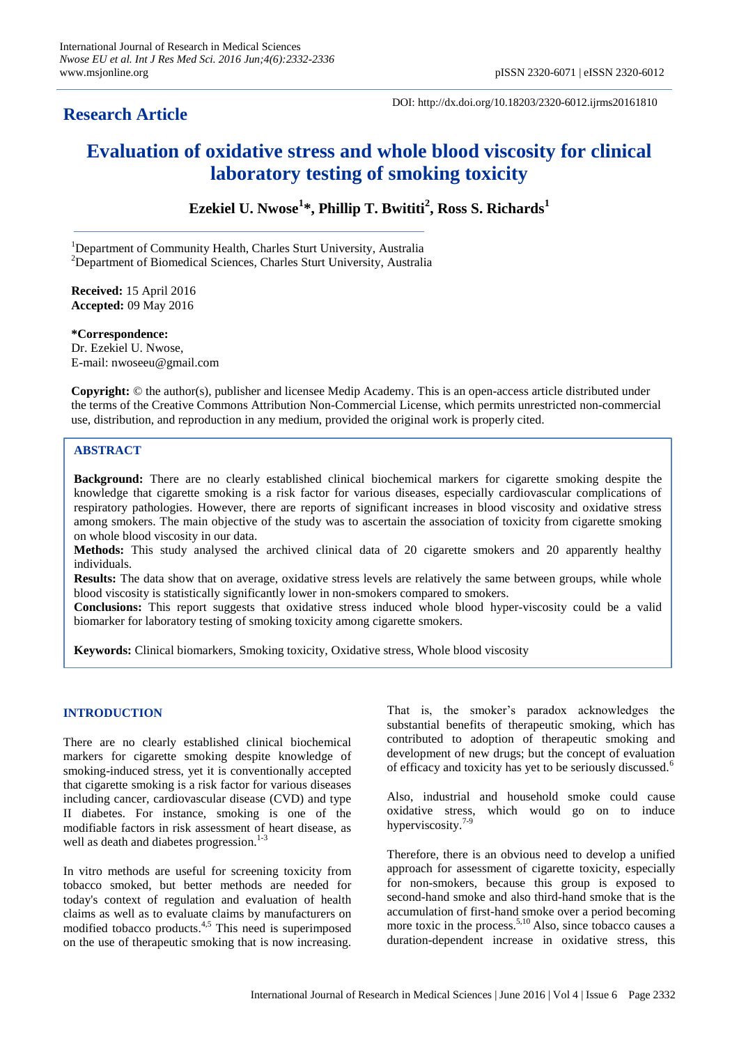**Research Article**

DOI: http://dx.doi.org/10.18203/2320-6012.ijrms20161810

# Evaluation of oxidative stress and whole blood viscosity for clinical laboratory testing of smoking toxicity

**Ezekiel U. Nwose[1]*, Phillip T. Bwititi[2], Ross S. Richards[1]**

[1]Department of Community Health, Charles Sturt University, Australia
[2]Department of Biomedical Sciences, Charles Sturt University, Australia

**Received:** 15 April 2016
**Accepted:** 09 May 2016

**\*Correspondence:**
Dr. Ezekiel U. Nwose,
E-mail: nwoseeu@gmail.com

**Copyright:** © the author(s), publisher and licensee Medip Academy. This is an open-access article distributed under the terms of the Creative Commons Attribution Non-Commercial License, which permits unrestricted non-commercial use, distribution, and reproduction in any medium, provided the original work is properly cited.

## ABSTRACT

**Background:** There are no clearly established clinical biochemical markers for cigarette smoking despite the knowledge that cigarette smoking is a risk factor for various diseases, especially cardiovascular complications of respiratory pathologies. However, there are reports of significant increases in blood viscosity and oxidative stress among smokers. The main objective of the study was to ascertain the association of toxicity from cigarette smoking on whole blood viscosity in our data.

**Methods:** This study analysed the archived clinical data of 20 cigarette smokers and 20 apparently healthy individuals.

**Results:** The data show that on average, oxidative stress levels are relatively the same between groups, while whole blood viscosity is statistically significantly lower in non-smokers compared to smokers.

**Conclusions:** This report suggests that oxidative stress induced whole blood hyper-viscosity could be a valid biomarker for laboratory testing of smoking toxicity among cigarette smokers.

**Keywords:** Clinical biomarkers, Smoking toxicity, Oxidative stress, Whole blood viscosity

## INTRODUCTION

There are no clearly established clinical biochemical markers for cigarette smoking despite knowledge of smoking-induced stress, yet it is conventionally accepted that cigarette smoking is a risk factor for various diseases including cancer, cardiovascular disease (CVD) and type II diabetes. For instance, smoking is one of the modifiable factors in risk assessment of heart disease, as well as death and diabetes progression.[1-3]

In vitro methods are useful for screening toxicity from tobacco smoked, but better methods are needed for today's context of regulation and evaluation of health claims as well as to evaluate claims by manufacturers on modified tobacco products.[4,5] This need is superimposed on the use of therapeutic smoking that is now increasing. That is, the smoker's paradox acknowledges the substantial benefits of therapeutic smoking, which has contributed to adoption of therapeutic smoking and development of new drugs; but the concept of evaluation of efficacy and toxicity has yet to be seriously discussed.[6]

Also, industrial and household smoke could cause oxidative stress, which would go on to induce hyperviscosity.[7-9]

Therefore, there is an obvious need to develop a unified approach for assessment of cigarette toxicity, especially for non-smokers, because this group is exposed to second-hand smoke and also third-hand smoke that is the accumulation of first-hand smoke over a period becoming more toxic in the process.[5,10] Also, since tobacco causes a duration-dependent increase in oxidative stress, this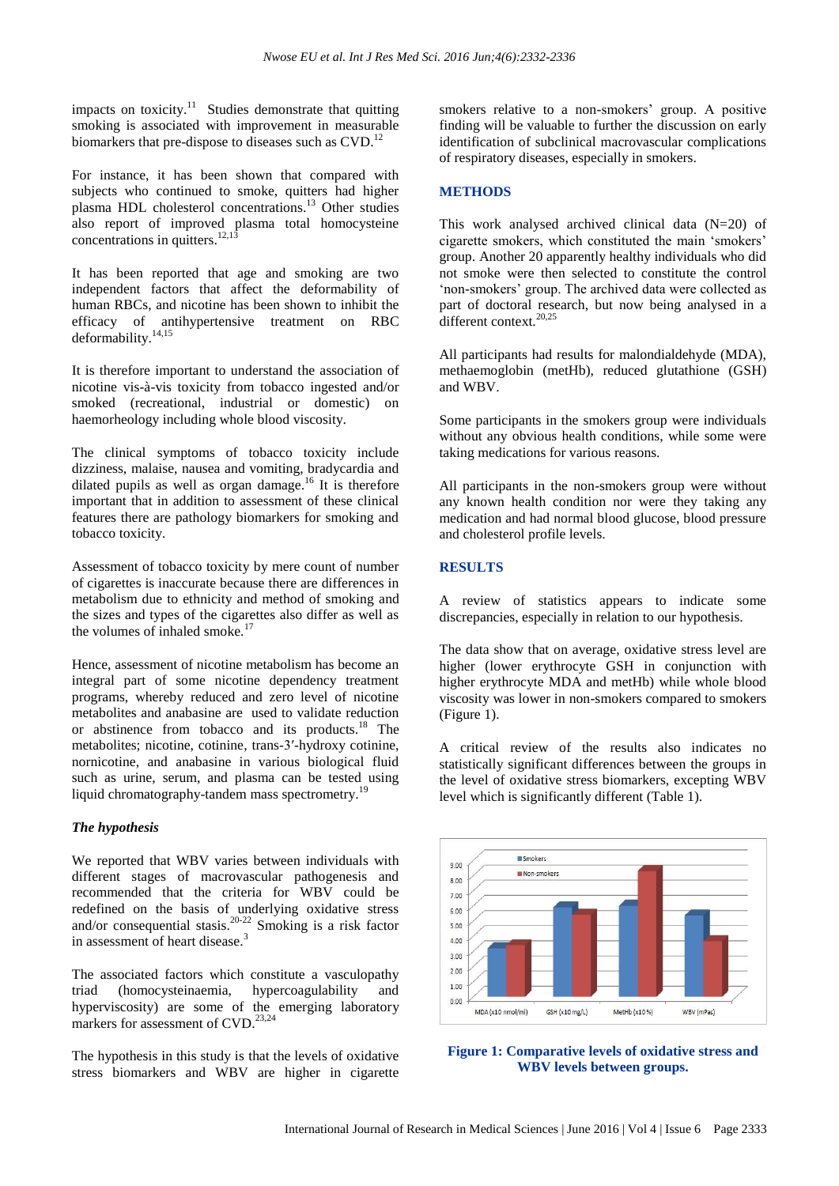impacts on toxicity.[11] Studies demonstrate that quitting smoking is associated with improvement in measurable biomarkers that pre-dispose to diseases such as CVD.[12]

For instance, it has been shown that compared with subjects who continued to smoke, quitters had higher plasma HDL cholesterol concentrations.[13] Other studies also report of improved plasma total homocysteine concentrations in quitters.[12,13]

It has been reported that age and smoking are two independent factors that affect the deformability of human RBCs, and nicotine has been shown to inhibit the efficacy of antihypertensive treatment on RBC deformability.[14,15]

It is therefore important to understand the association of nicotine vis-à-vis toxicity from tobacco ingested and/or smoked (recreational, industrial or domestic) on haemorheology including whole blood viscosity.

The clinical symptoms of tobacco toxicity include dizziness, malaise, nausea and vomiting, bradycardia and dilated pupils as well as organ damage.[16] It is therefore important that in addition to assessment of these clinical features there are pathology biomarkers for smoking and tobacco toxicity.

Assessment of tobacco toxicity by mere count of number of cigarettes is inaccurate because there are differences in metabolism due to ethnicity and method of smoking and the sizes and types of the cigarettes also differ as well as the volumes of inhaled smoke.[17]

Hence, assessment of nicotine metabolism has become an integral part of some nicotine dependency treatment programs, whereby reduced and zero level of nicotine metabolites and anabasine are used to validate reduction or abstinence from tobacco and its products.[18] The metabolites; nicotine, cotinine, trans-3′-hydroxy cotinine, nornicotine, and anabasine in various biological fluid such as urine, serum, and plasma can be tested using liquid chromatography-tandem mass spectrometry.[19]

### *The hypothesis*

We reported that WBV varies between individuals with different stages of macrovascular pathogenesis and recommended that the criteria for WBV could be redefined on the basis of underlying oxidative stress and/or consequential stasis.[20-22] Smoking is a risk factor in assessment of heart disease.[3]

The associated factors which constitute a vasculopathy triad (homocysteinaemia, hypercoagulability and hyperviscosity) are some of the emerging laboratory markers for assessment of CVD.[23,24]

The hypothesis in this study is that the levels of oxidative stress biomarkers and WBV are higher in cigarette smokers relative to a non-smokers' group. A positive finding will be valuable to further the discussion on early identification of subclinical macrovascular complications of respiratory diseases, especially in smokers.

## METHODS

This work analysed archived clinical data (N=20) of cigarette smokers, which constituted the main 'smokers' group. Another 20 apparently healthy individuals who did not smoke were then selected to constitute the control 'non-smokers' group. The archived data were collected as part of doctoral research, but now being analysed in a different context.[20,25]

All participants had results for malondialdehyde (MDA), methaemoglobin (metHb), reduced glutathione (GSH) and WBV.

Some participants in the smokers group were individuals without any obvious health conditions, while some were taking medications for various reasons.

All participants in the non-smokers group were without any known health condition nor were they taking any medication and had normal blood glucose, blood pressure and cholesterol profile levels.

## RESULTS

A review of statistics appears to indicate some discrepancies, especially in relation to our hypothesis.

The data show that on average, oxidative stress level are higher (lower erythrocyte GSH in conjunction with higher erythrocyte MDA and metHb) while whole blood viscosity was lower in non-smokers compared to smokers (Figure 1).

A critical review of the results also indicates no statistically significant differences between the groups in the level of oxidative stress biomarkers, excepting WBV level which is significantly different (Table 1).

**Figure 1: Comparative levels of oxidative stress and WBV levels between groups.**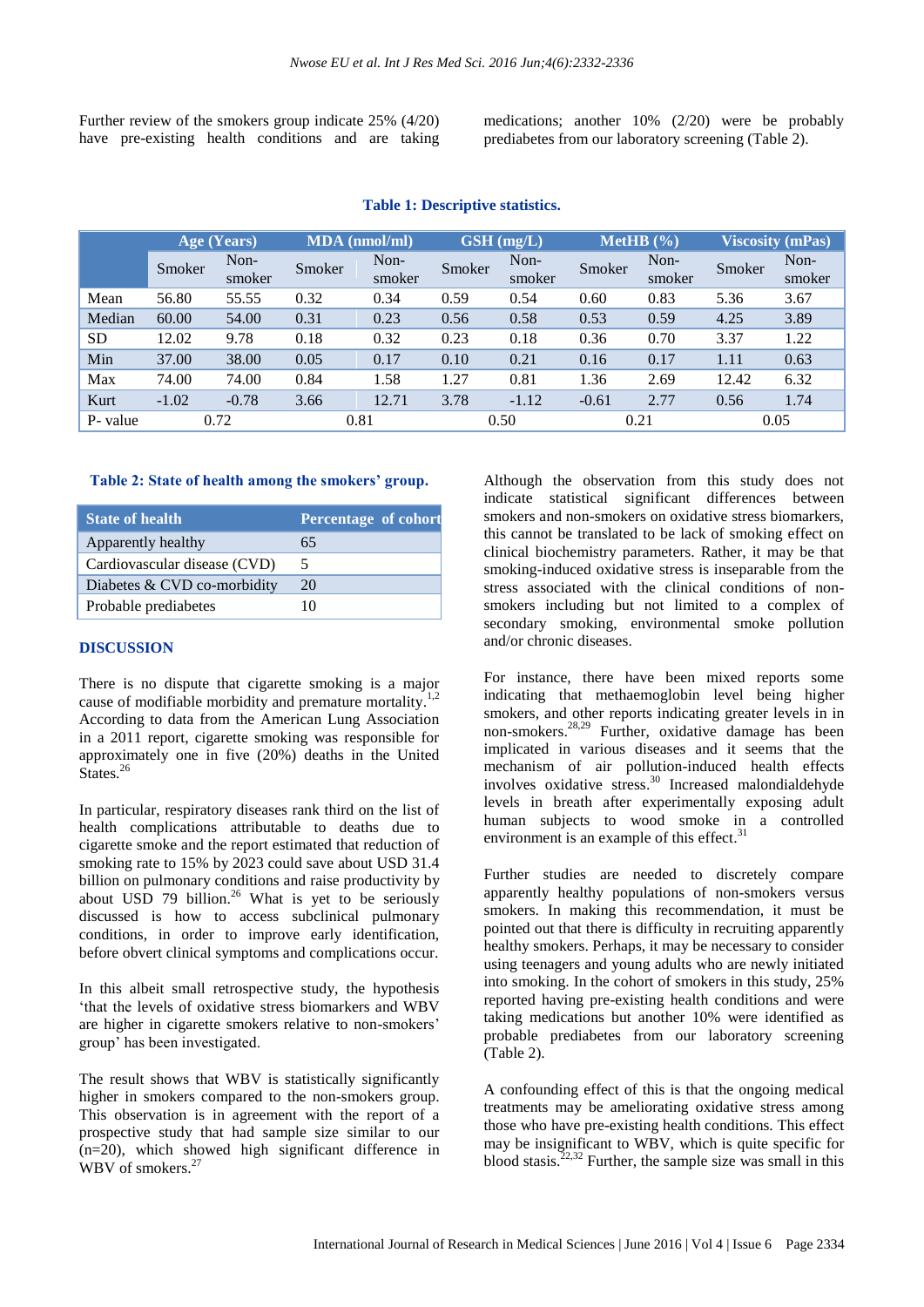Further review of the smokers group indicate 25% (4/20) have pre-existing health conditions and are taking medications; another 10% (2/20) were be probably prediabetes from our laboratory screening (Table 2).

**Table 1: Descriptive statistics.**

| | Age (Years) | | MDA (nmol/ml) | | GSH (mg/L) | | MetHB (%) | | Viscosity (mPas) | |
|---|---|---|---|---|---|---|---|---|---|---|
| | Smoker | Non-smoker | Smoker | Non-smoker | Smoker | Non-smoker | Smoker | Non-smoker | Smoker | Non-smoker |
| Mean | 56.80 | 55.55 | 0.32 | 0.34 | 0.59 | 0.54 | 0.60 | 0.83 | 5.36 | 3.67 |
| Median | 60.00 | 54.00 | 0.31 | 0.23 | 0.56 | 0.58 | 0.53 | 0.59 | 4.25 | 3.89 |
| SD | 12.02 | 9.78 | 0.18 | 0.32 | 0.23 | 0.18 | 0.36 | 0.70 | 3.37 | 1.22 |
| Min | 37.00 | 38.00 | 0.05 | 0.17 | 0.10 | 0.21 | 0.16 | 0.17 | 1.11 | 0.63 |
| Max | 74.00 | 74.00 | 0.84 | 1.58 | 1.27 | 0.81 | 1.36 | 2.69 | 12.42 | 6.32 |
| Kurt | -1.02 | -0.78 | 3.66 | 12.71 | 3.78 | -1.12 | -0.61 | 2.77 | 0.56 | 1.74 |
| P- value | 0.72 | | 0.81 | | 0.50 | | 0.21 | | 0.05 | |

**Table 2: State of health among the smokers' group.**

| State of health | Percentage of cohort |
|---|---|
| Apparently healthy | 65 |
| Cardiovascular disease (CVD) | 5 |
| Diabetes & CVD co-morbidity | 20 |
| Probable prediabetes | 10 |

## DISCUSSION

There is no dispute that cigarette smoking is a major cause of modifiable morbidity and premature mortality.[1,2] According to data from the American Lung Association in a 2011 report, cigarette smoking was responsible for approximately one in five (20%) deaths in the United States.[26]

In particular, respiratory diseases rank third on the list of health complications attributable to deaths due to cigarette smoke and the report estimated that reduction of smoking rate to 15% by 2023 could save about USD 31.4 billion on pulmonary conditions and raise productivity by about USD 79 billion.[26] What is yet to be seriously discussed is how to access subclinical pulmonary conditions, in order to improve early identification, before obvert clinical symptoms and complications occur.

In this albeit small retrospective study, the hypothesis 'that the levels of oxidative stress biomarkers and WBV are higher in cigarette smokers relative to non-smokers' group' has been investigated.

The result shows that WBV is statistically significantly higher in smokers compared to the non-smokers group. This observation is in agreement with the report of a prospective study that had sample size similar to our (n=20), which showed high significant difference in WBV of smokers.[27]

Although the observation from this study does not indicate statistical significant differences between smokers and non-smokers on oxidative stress biomarkers, this cannot be translated to be lack of smoking effect on clinical biochemistry parameters. Rather, it may be that smoking-induced oxidative stress is inseparable from the stress associated with the clinical conditions of non-smokers including but not limited to a complex of secondary smoking, environmental smoke pollution and/or chronic diseases.

For instance, there have been mixed reports some indicating that methaemoglobin level being higher smokers, and other reports indicating greater levels in in non-smokers.[28,29] Further, oxidative damage has been implicated in various diseases and it seems that the mechanism of air pollution-induced health effects involves oxidative stress.[30] Increased malondialdehyde levels in breath after experimentally exposing adult human subjects to wood smoke in a controlled environment is an example of this effect.[31]

Further studies are needed to discretely compare apparently healthy populations of non-smokers versus smokers. In making this recommendation, it must be pointed out that there is difficulty in recruiting apparently healthy smokers. Perhaps, it may be necessary to consider using teenagers and young adults who are newly initiated into smoking. In the cohort of smokers in this study, 25% reported having pre-existing health conditions and were taking medications but another 10% were identified as probable prediabetes from our laboratory screening (Table 2).

A confounding effect of this is that the ongoing medical treatments may be ameliorating oxidative stress among those who have pre-existing health conditions. This effect may be insignificant to WBV, which is quite specific for blood stasis.[22,32] Further, the sample size was small in this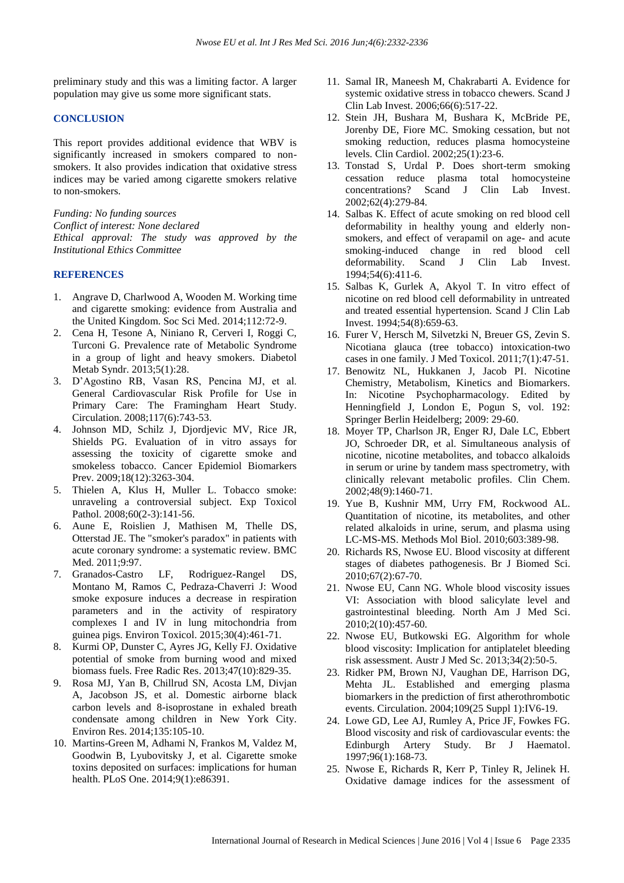preliminary study and this was a limiting factor. A larger population may give us some more significant stats.

## CONCLUSION

This report provides additional evidence that WBV is significantly increased in smokers compared to non-smokers. It also provides indication that oxidative stress indices may be varied among cigarette smokers relative to non-smokers.

*Funding: No funding sources*
*Conflict of interest: None declared*
*Ethical approval: The study was approved by the Institutional Ethics Committee*

## REFERENCES

1. Angrave D, Charlwood A, Wooden M. Working time and cigarette smoking: evidence from Australia and the United Kingdom. Soc Sci Med. 2014;112:72-9.
2. Cena H, Tesone A, Niniano R, Cerveri I, Roggi C, Turconi G. Prevalence rate of Metabolic Syndrome in a group of light and heavy smokers. Diabetol Metab Syndr. 2013;5(1):28.
3. D'Agostino RB, Vasan RS, Pencina MJ, et al. General Cardiovascular Risk Profile for Use in Primary Care: The Framingham Heart Study. Circulation. 2008;117(6):743-53.
4. Johnson MD, Schilz J, Djordjevic MV, Rice JR, Shields PG. Evaluation of in vitro assays for assessing the toxicity of cigarette smoke and smokeless tobacco. Cancer Epidemiol Biomarkers Prev. 2009;18(12):3263-304.
5. Thielen A, Klus H, Muller L. Tobacco smoke: unraveling a controversial subject. Exp Toxicol Pathol. 2008;60(2-3):141-56.
6. Aune E, Roislien J, Mathisen M, Thelle DS, Otterstad JE. The "smoker's paradox" in patients with acute coronary syndrome: a systematic review. BMC Med. 2011;9:97.
7. Granados-Castro LF, Rodriguez-Rangel DS, Montano M, Ramos C, Pedraza-Chaverri J: Wood smoke exposure induces a decrease in respiration parameters and in the activity of respiratory complexes I and IV in lung mitochondria from guinea pigs. Environ Toxicol. 2015;30(4):461-71.
8. Kurmi OP, Dunster C, Ayres JG, Kelly FJ. Oxidative potential of smoke from burning wood and mixed biomass fuels. Free Radic Res. 2013;47(10):829-35.
9. Rosa MJ, Yan B, Chillrud SN, Acosta LM, Divjan A, Jacobson JS, et al. Domestic airborne black carbon levels and 8-isoprostane in exhaled breath condensate among children in New York City. Environ Res. 2014;135:105-10.
10. Martins-Green M, Adhami N, Frankos M, Valdez M, Goodwin B, Lyubovitsky J, et al. Cigarette smoke toxins deposited on surfaces: implications for human health. PLoS One. 2014;9(1):e86391.
11. Samal IR, Maneesh M, Chakrabarti A. Evidence for systemic oxidative stress in tobacco chewers. Scand J Clin Lab Invest. 2006;66(6):517-22.
12. Stein JH, Bushara M, Bushara K, McBride PE, Jorenby DE, Fiore MC. Smoking cessation, but not smoking reduction, reduces plasma homocysteine levels. Clin Cardiol. 2002;25(1):23-6.
13. Tonstad S, Urdal P. Does short-term smoking cessation reduce plasma total homocysteine concentrations? Scand J Clin Lab Invest. 2002;62(4):279-84.
14. Salbas K. Effect of acute smoking on red blood cell deformability in healthy young and elderly non-smokers, and effect of verapamil on age- and acute smoking-induced change in red blood cell deformability. Scand J Clin Lab Invest. 1994;54(6):411-6.
15. Salbas K, Gurlek A, Akyol T. In vitro effect of nicotine on red blood cell deformability in untreated and treated essential hypertension. Scand J Clin Lab Invest. 1994;54(8):659-63.
16. Furer V, Hersch M, Silvetzki N, Breuer GS, Zevin S. Nicotiana glauca (tree tobacco) intoxication-two cases in one family. J Med Toxicol. 2011;7(1):47-51.
17. Benowitz NL, Hukkanen J, Jacob PI. Nicotine Chemistry, Metabolism, Kinetics and Biomarkers. In: Nicotine Psychopharmacology. Edited by Henningfield J, London E, Pogun S, vol. 192: Springer Berlin Heidelberg; 2009: 29-60.
18. Moyer TP, Charlson JR, Enger RJ, Dale LC, Ebbert JO, Schroeder DR, et al. Simultaneous analysis of nicotine, nicotine metabolites, and tobacco alkaloids in serum or urine by tandem mass spectrometry, with clinically relevant metabolic profiles. Clin Chem. 2002;48(9):1460-71.
19. Yue B, Kushnir MM, Urry FM, Rockwood AL. Quantitation of nicotine, its metabolites, and other related alkaloids in urine, serum, and plasma using LC-MS-MS. Methods Mol Biol. 2010;603:389-98.
20. Richards RS, Nwose EU. Blood viscosity at different stages of diabetes pathogenesis. Br J Biomed Sci. 2010;67(2):67-70.
21. Nwose EU, Cann NG. Whole blood viscosity issues VI: Association with blood salicylate level and gastrointestinal bleeding. North Am J Med Sci. 2010;2(10):457-60.
22. Nwose EU, Butkowski EG. Algorithm for whole blood viscosity: Implication for antiplatelet bleeding risk assessment. Austr J Med Sc. 2013;34(2):50-5.
23. Ridker PM, Brown NJ, Vaughan DE, Harrison DG, Mehta JL. Established and emerging plasma biomarkers in the prediction of first atherothrombotic events. Circulation. 2004;109(25 Suppl 1):IV6-19.
24. Lowe GD, Lee AJ, Rumley A, Price JF, Fowkes FG. Blood viscosity and risk of cardiovascular events: the Edinburgh Artery Study. Br J Haematol. 1997;96(1):168-73.
25. Nwose E, Richards R, Kerr P, Tinley R, Jelinek H. Oxidative damage indices for the assessment of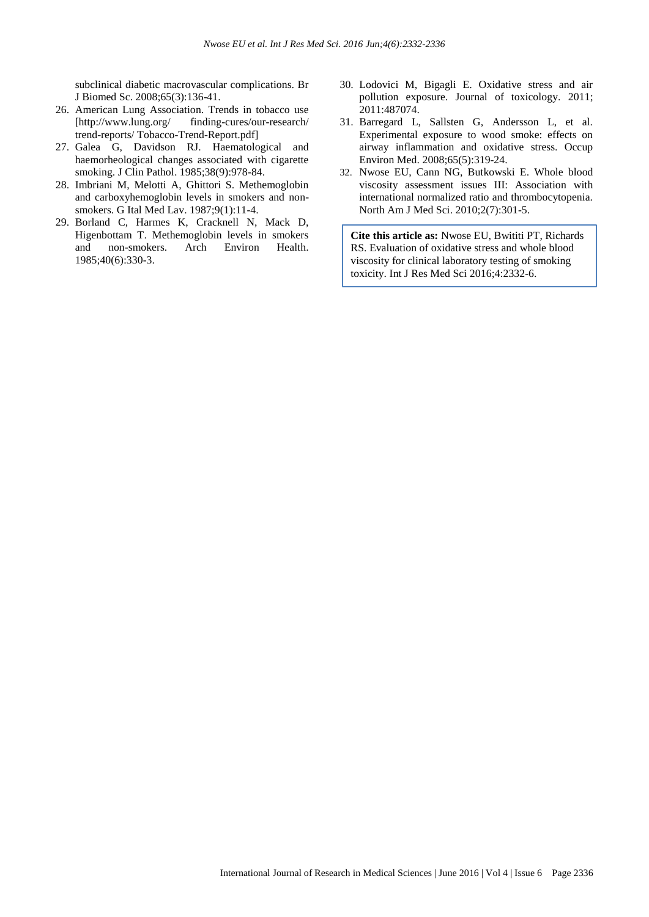subclinical diabetic macrovascular complications. Br J Biomed Sc. 2008;65(3):136-41.

26. American Lung Association. Trends in tobacco use [http://www.lung.org/ finding-cures/our-research/ trend-reports/ Tobacco-Trend-Report.pdf]
27. Galea G, Davidson RJ. Haematological and haemorheological changes associated with cigarette smoking. J Clin Pathol. 1985;38(9):978-84.
28. Imbriani M, Melotti A, Ghittori S. Methemoglobin and carboxyhemoglobin levels in smokers and non-smokers. G Ital Med Lav. 1987;9(1):11-4.
29. Borland C, Harmes K, Cracknell N, Mack D, Higenbottam T. Methemoglobin levels in smokers and non-smokers. Arch Environ Health. 1985;40(6):330-3.
30. Lodovici M, Bigagli E. Oxidative stress and air pollution exposure. Journal of toxicology. 2011; 2011:487074.
31. Barregard L, Sallsten G, Andersson L, et al. Experimental exposure to wood smoke: effects on airway inflammation and oxidative stress. Occup Environ Med. 2008;65(5):319-24.
32. Nwose EU, Cann NG, Butkowski E. Whole blood viscosity assessment issues III: Association with international normalized ratio and thrombocytopenia. North Am J Med Sci. 2010;2(7):301-5.

**Cite this article as:** Nwose EU, Bwititi PT, Richards RS. Evaluation of oxidative stress and whole blood viscosity for clinical laboratory testing of smoking toxicity. Int J Res Med Sci 2016;4:2332-6.